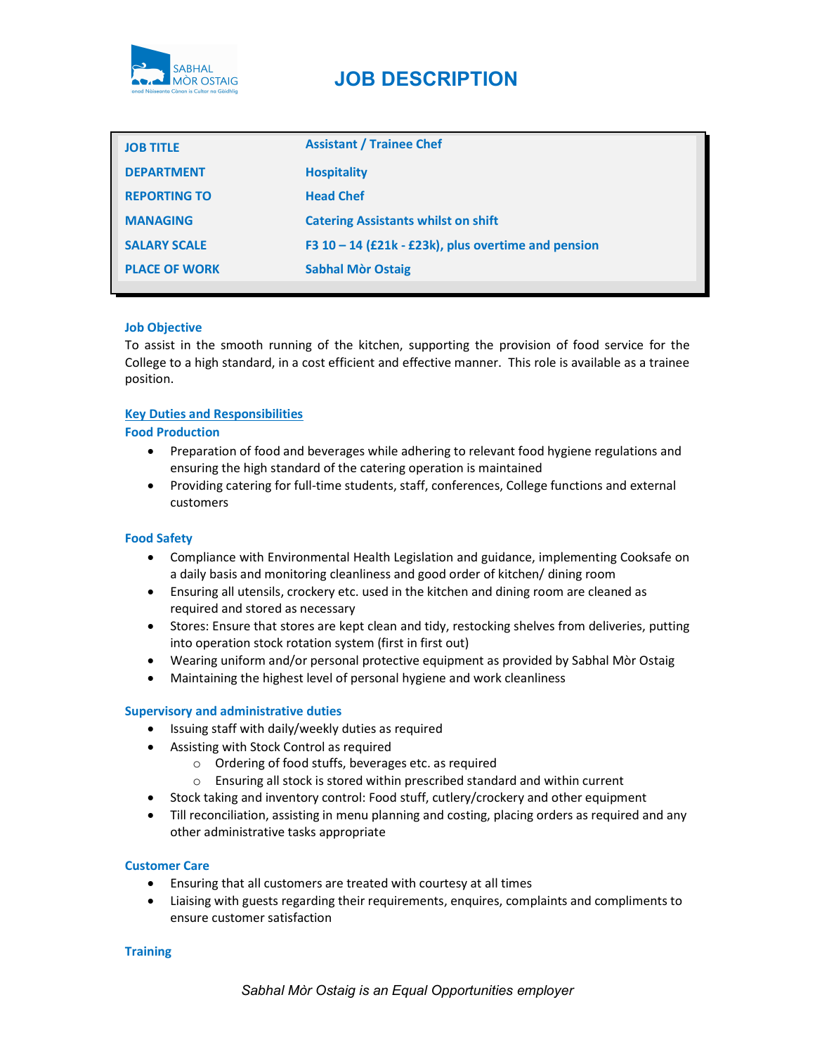# JOB DESCRIPTION

| JOB TITLE | Assistant / Trainee Chef |
|---|---|
| DEPARTMENT | Hospitality |
| REPORTING TO | Head Chef |
| MANAGING | Catering Assistants whilst on shift |
| SALARY SCALE | F3 10 – 14 (£21k - £23k), plus overtime and pension |
| PLACE OF WORK | Sabhal Mòr Ostaig |

### Job Objective

To assist in the smooth running of the kitchen, supporting the provision of food service for the College to a high standard, in a cost efficient and effective manner. This role is available as a trainee position.

## Key Duties and Responsibilities

### Food Production

- Preparation of food and beverages while adhering to relevant food hygiene regulations and ensuring the high standard of the catering operation is maintained
- Providing catering for full-time students, staff, conferences, College functions and external customers

### Food Safety

- Compliance with Environmental Health Legislation and guidance, implementing Cooksafe on a daily basis and monitoring cleanliness and good order of kitchen/ dining room
- Ensuring all utensils, crockery etc. used in the kitchen and dining room are cleaned as required and stored as necessary
- Stores: Ensure that stores are kept clean and tidy, restocking shelves from deliveries, putting into operation stock rotation system (first in first out)
- Wearing uniform and/or personal protective equipment as provided by Sabhal Mòr Ostaig
- Maintaining the highest level of personal hygiene and work cleanliness

### Supervisory and administrative duties

- Issuing staff with daily/weekly duties as required
- Assisting with Stock Control as required
  - Ordering of food stuffs, beverages etc. as required
  - Ensuring all stock is stored within prescribed standard and within current
- Stock taking and inventory control: Food stuff, cutlery/crockery and other equipment
- Till reconciliation, assisting in menu planning and costing, placing orders as required and any other administrative tasks appropriate

### Customer Care

- Ensuring that all customers are treated with courtesy at all times
- Liaising with guests regarding their requirements, enquires, complaints and compliments to ensure customer satisfaction

### Training

*Sabhal Mòr Ostaig is an Equal Opportunities employer*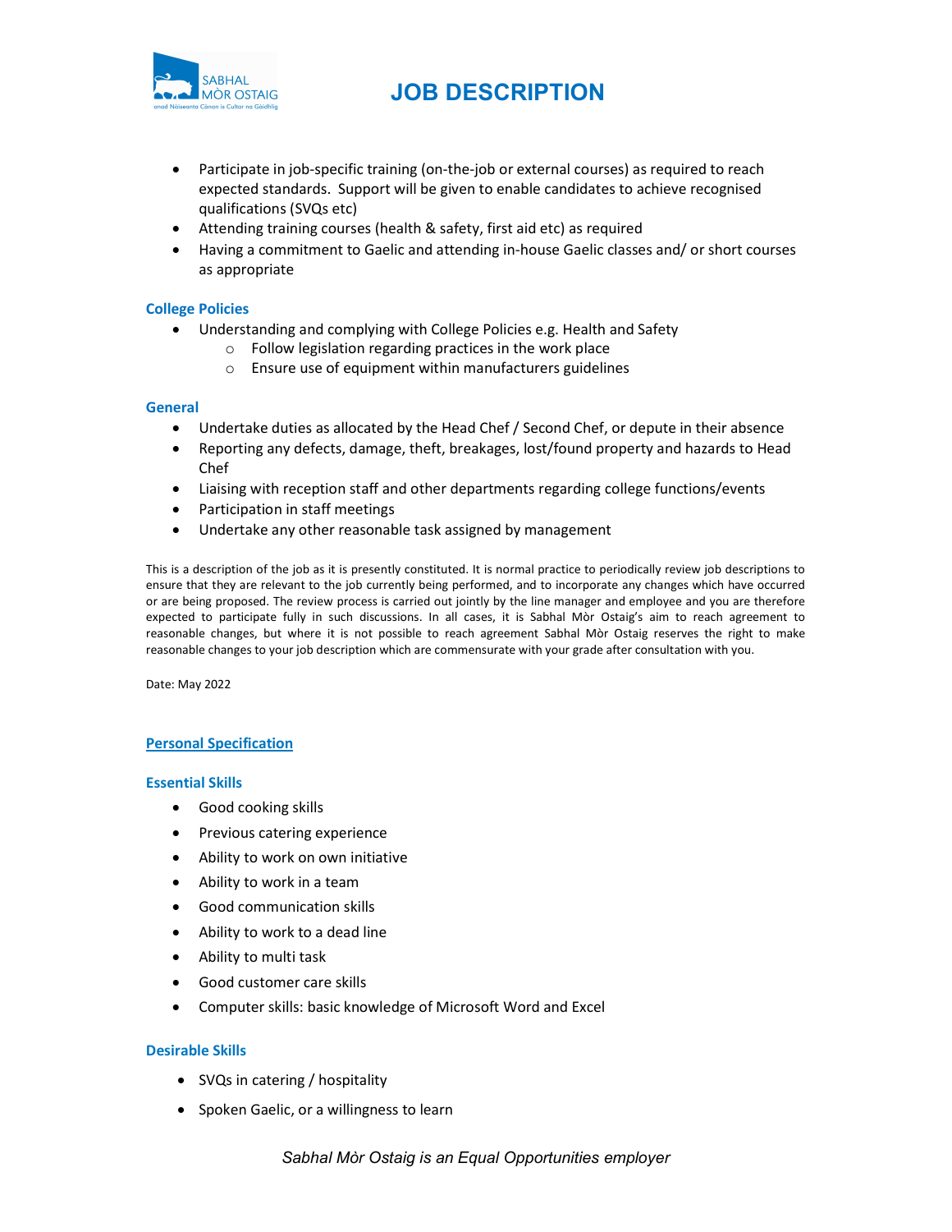- Participate in job-specific training (on-the-job or external courses) as required to reach expected standards. Support will be given to enable candidates to achieve recognised qualifications (SVQs etc)
- Attending training courses (health & safety, first aid etc) as required
- Having a commitment to Gaelic and attending in-house Gaelic classes and/ or short courses as appropriate

### College Policies

- Understanding and complying with College Policies e.g. Health and Safety
    - Follow legislation regarding practices in the work place
    - Ensure use of equipment within manufacturers guidelines

### General

- Undertake duties as allocated by the Head Chef / Second Chef, or depute in their absence
- Reporting any defects, damage, theft, breakages, lost/found property and hazards to Head Chef
- Liaising with reception staff and other departments regarding college functions/events
- Participation in staff meetings
- Undertake any other reasonable task assigned by management

This is a description of the job as it is presently constituted. It is normal practice to periodically review job descriptions to ensure that they are relevant to the job currently being performed, and to incorporate any changes which have occurred or are being proposed. The review process is carried out jointly by the line manager and employee and you are therefore expected to participate fully in such discussions. In all cases, it is Sabhal Mòr Ostaig's aim to reach agreement to reasonable changes, but where it is not possible to reach agreement Sabhal Mòr Ostaig reserves the right to make reasonable changes to your job description which are commensurate with your grade after consultation with you.

Date: May 2022

## Personal Specification

### Essential Skills

- Good cooking skills
- Previous catering experience
- Ability to work on own initiative
- Ability to work in a team
- Good communication skills
- Ability to work to a dead line
- Ability to multi task
- Good customer care skills
- Computer skills: basic knowledge of Microsoft Word and Excel

### Desirable Skills

- SVQs in catering / hospitality
- Spoken Gaelic, or a willingness to learn

*Sabhal Mòr Ostaig is an Equal Opportunities employer*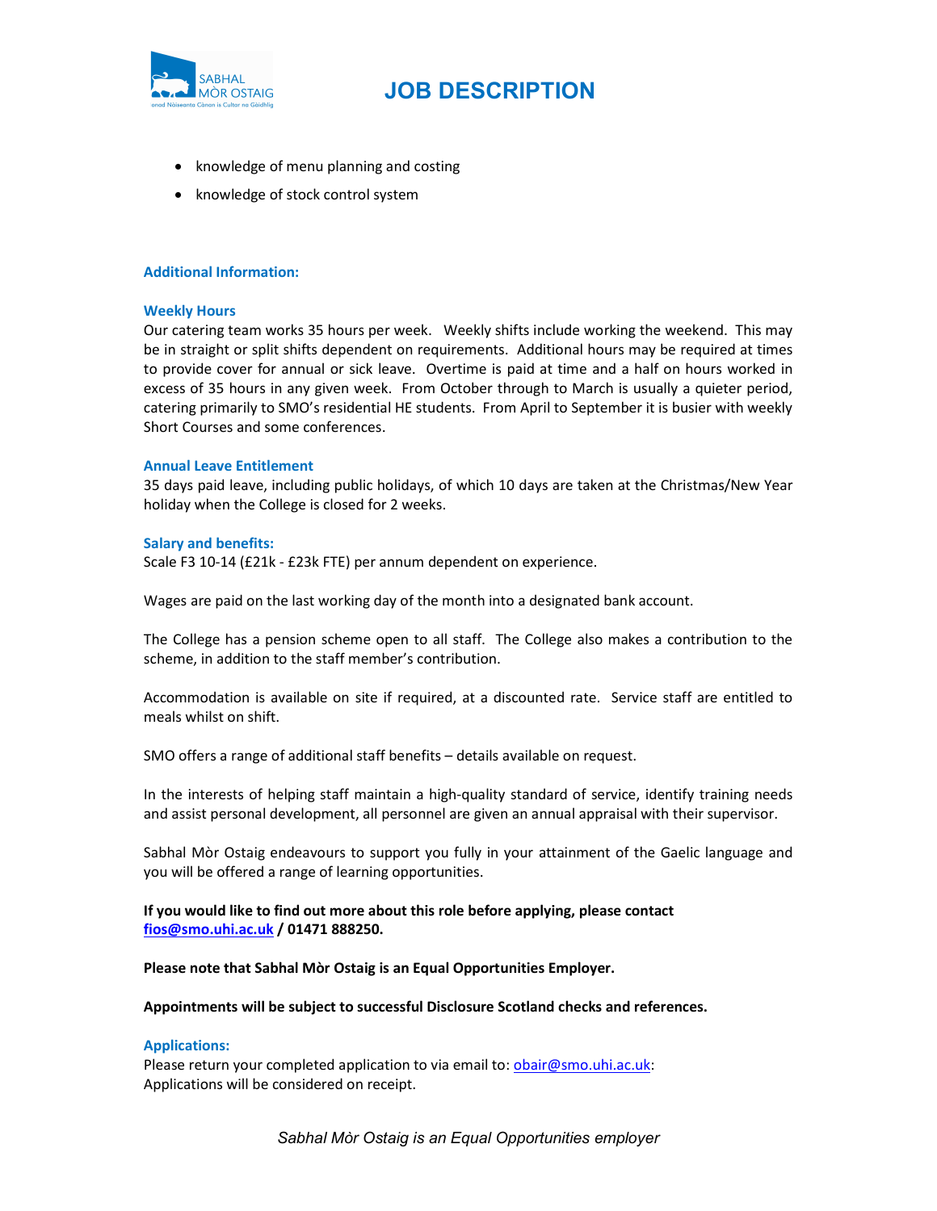- knowledge of menu planning and costing
- knowledge of stock control system

### Additional Information:

#### Weekly Hours

Our catering team works 35 hours per week. Weekly shifts include working the weekend. This may be in straight or split shifts dependent on requirements. Additional hours may be required at times to provide cover for annual or sick leave. Overtime is paid at time and a half on hours worked in excess of 35 hours in any given week. From October through to March is usually a quieter period, catering primarily to SMO's residential HE students. From April to September it is busier with weekly Short Courses and some conferences.

#### Annual Leave Entitlement

35 days paid leave, including public holidays, of which 10 days are taken at the Christmas/New Year holiday when the College is closed for 2 weeks.

#### Salary and benefits:

Scale F3 10-14 (£21k - £23k FTE) per annum dependent on experience.

Wages are paid on the last working day of the month into a designated bank account.

The College has a pension scheme open to all staff. The College also makes a contribution to the scheme, in addition to the staff member's contribution.

Accommodation is available on site if required, at a discounted rate. Service staff are entitled to meals whilst on shift.

SMO offers a range of additional staff benefits – details available on request.

In the interests of helping staff maintain a high-quality standard of service, identify training needs and assist personal development, all personnel are given an annual appraisal with their supervisor.

Sabhal Mòr Ostaig endeavours to support you fully in your attainment of the Gaelic language and you will be offered a range of learning opportunities.

**If you would like to find out more about this role before applying, please contact fios@smo.uhi.ac.uk / 01471 888250.**

**Please note that Sabhal Mòr Ostaig is an Equal Opportunities Employer.**

**Appointments will be subject to successful Disclosure Scotland checks and references.**

#### Applications:

Please return your completed application to via email to: obair@smo.uhi.ac.uk:
Applications will be considered on receipt.

*Sabhal Mòr Ostaig is an Equal Opportunities employer*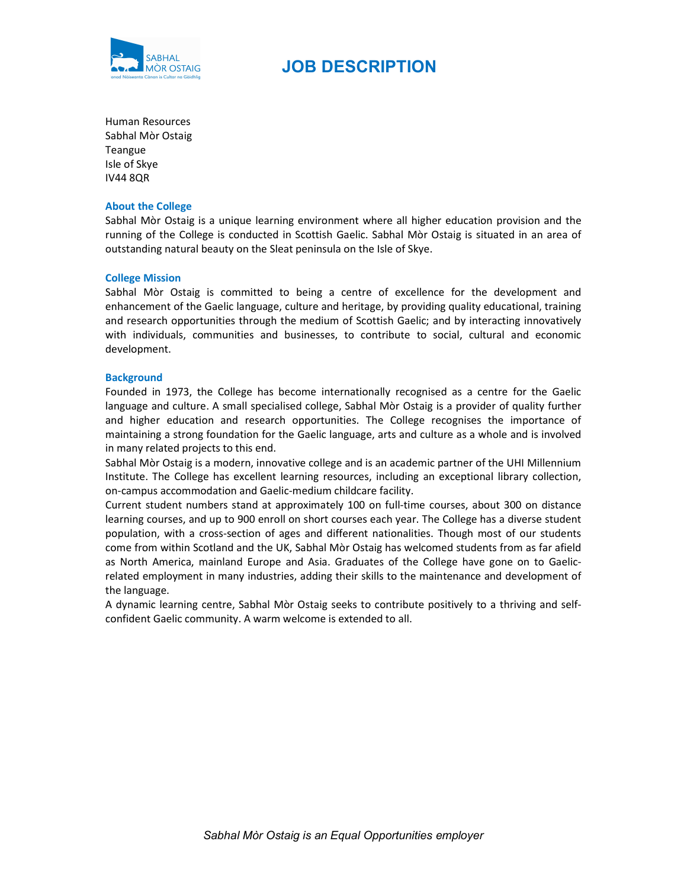# JOB DESCRIPTION

Human Resources
Sabhal Mòr Ostaig
Teangue
Isle of Skye
IV44 8QR

### About the College

Sabhal Mòr Ostaig is a unique learning environment where all higher education provision and the running of the College is conducted in Scottish Gaelic. Sabhal Mòr Ostaig is situated in an area of outstanding natural beauty on the Sleat peninsula on the Isle of Skye.

### College Mission

Sabhal Mòr Ostaig is committed to being a centre of excellence for the development and enhancement of the Gaelic language, culture and heritage, by providing quality educational, training and research opportunities through the medium of Scottish Gaelic; and by interacting innovatively with individuals, communities and businesses, to contribute to social, cultural and economic development.

### Background

Founded in 1973, the College has become internationally recognised as a centre for the Gaelic language and culture. A small specialised college, Sabhal Mòr Ostaig is a provider of quality further and higher education and research opportunities. The College recognises the importance of maintaining a strong foundation for the Gaelic language, arts and culture as a whole and is involved in many related projects to this end.

Sabhal Mòr Ostaig is a modern, innovative college and is an academic partner of the UHI Millennium Institute. The College has excellent learning resources, including an exceptional library collection, on-campus accommodation and Gaelic-medium childcare facility.

Current student numbers stand at approximately 100 on full-time courses, about 300 on distance learning courses, and up to 900 enroll on short courses each year. The College has a diverse student population, with a cross-section of ages and different nationalities. Though most of our students come from within Scotland and the UK, Sabhal Mòr Ostaig has welcomed students from as far afield as North America, mainland Europe and Asia. Graduates of the College have gone on to Gaelic-related employment in many industries, adding their skills to the maintenance and development of the language.

A dynamic learning centre, Sabhal Mòr Ostaig seeks to contribute positively to a thriving and self-confident Gaelic community. A warm welcome is extended to all.

*Sabhal Mòr Ostaig is an Equal Opportunities employer*